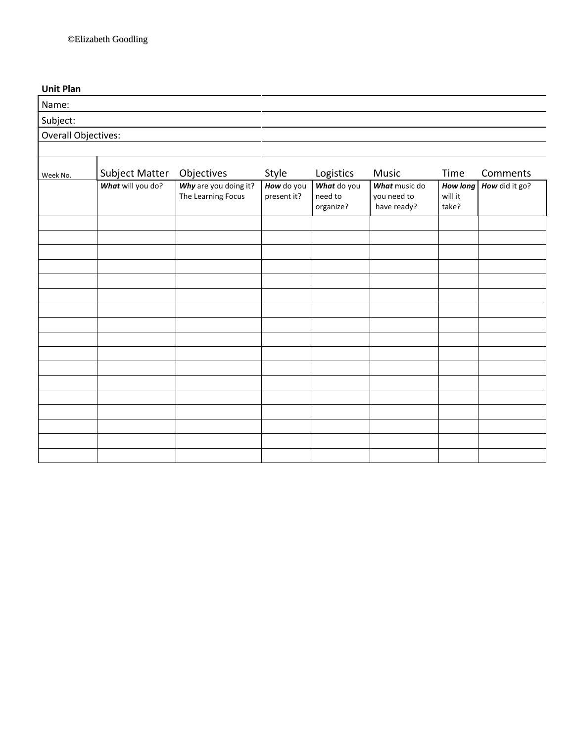©Elizabeth Goodling

**Unit Plan**

Name:

Subject:

Overall Objectives:

| Week No. | Subject Matter | Objectives | Style | Logistics | Music | Time | Comments |
|---|---|---|---|---|---|---|---|
| | ***What*** will you do? | ***Why*** are you doing it? The Learning Focus | ***How*** do you present it? | ***What*** do you need to organize? | ***What*** music do you need to have ready? | ***How long*** will it take? | ***How*** did it go? |
| | | | | | | | |
| | | | | | | | |
| | | | | | | | |
| | | | | | | | |
| | | | | | | | |
| | | | | | | | |
| | | | | | | | |
| | | | | | | | |
| | | | | | | | |
| | | | | | | | |
| | | | | | | | |
| | | | | | | | |
| | | | | | | | |
| | | | | | | | |
| | | | | | | | |
| | | | | | | | |
| | | | | | | | |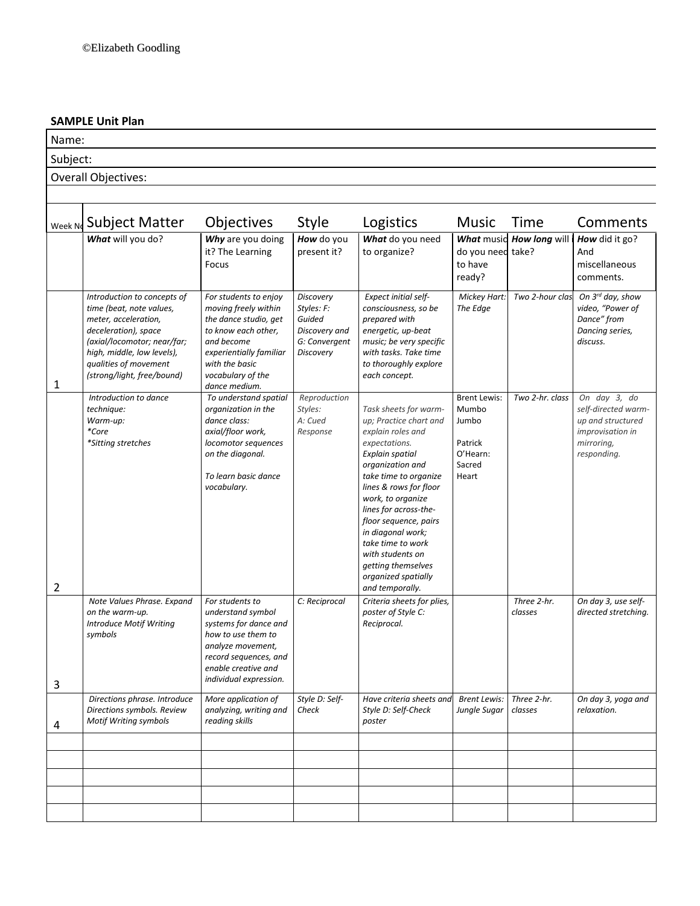©Elizabeth Goodling

**SAMPLE Unit Plan**

Name:

Subject:

Overall Objectives:

| Week No | Subject Matter | Objectives | Style | Logistics | Music | Time | Comments |
|---|---|---|---|---|---|---|---|
| | ***What*** will you do? | ***Why*** are you doing it? The Learning Focus | ***How*** do you present it? | ***What*** do you need to organize? | ***What*** music do you need to have ready? | ***How long*** will it take? | ***How*** did it go? And miscellaneous comments. |
| 1 | *Introduction to concepts of time (beat, note values, meter, acceleration, deceleration), space (axial/locomotor; near/far; high, middle, low levels), qualities of movement (strong/light, free/bound)* | *For students to enjoy moving freely within the dance studio, get to know each other, and become experientially familiar with the basic vocabulary of the dance medium.* | *Discovery Styles: F: Guided Discovery and G: Convergent Discovery* | *Expect initial self-consciousness, so be prepared with energetic, up-beat music; be very specific with tasks. Take time to thoroughly explore each concept.* | *Mickey Hart: The Edge* | *Two 2-hour class* | *On 3rd day, show video, "Power of Dance" from Dancing series, discuss.* |
| 2 | *Introduction to dance technique: Warm-up: *Core *Sitting stretches* | *To understand spatial organization in the dance class: axial/floor work, locomotor sequences on the diagonal. To learn basic dance vocabulary.* | *Reproduction Styles: A: Cued Response* | *Task sheets for warm-up; Practice chart and explain roles and expectations. Explain spatial organization and take time to organize lines & rows for floor work, to organize lines for across-the-floor sequence, pairs in diagonal work; take time to work with students on getting themselves organized spatially and temporally.* | Brent Lewis: Mumbo Jumbo Patrick O'Hearn: Sacred Heart | *Two 2-hr. class* | *On day 3, do self-directed warm-up and structured improvisation in mirroring, responding.* |
| 3 | *Note Values Phrase. Expand on the warm-up. Introduce Motif Writing symbols* | *For students to understand symbol systems for dance and how to use them to analyze movement, record sequences, and enable creative and individual expression.* | *C: Reciprocal* | *Criteria sheets for plies, poster of Style C: Reciprocal.* | | *Three 2-hr. classes* | *On day 3, use self-directed stretching.* |
| 4 | *Directions phrase. Introduce Directions symbols. Review Motif Writing symbols* | *More application of analyzing, writing and reading skills* | *Style D: Self-Check* | *Have criteria sheets and Style D: Self-Check poster* | *Brent Lewis: Jungle Sugar* | *Three 2-hr. classes* | *On day 3, yoga and relaxation.* |
| | | | | | | | |
| | | | | | | | |
| | | | | | | | |
| | | | | | | | |
| | | | | | | | |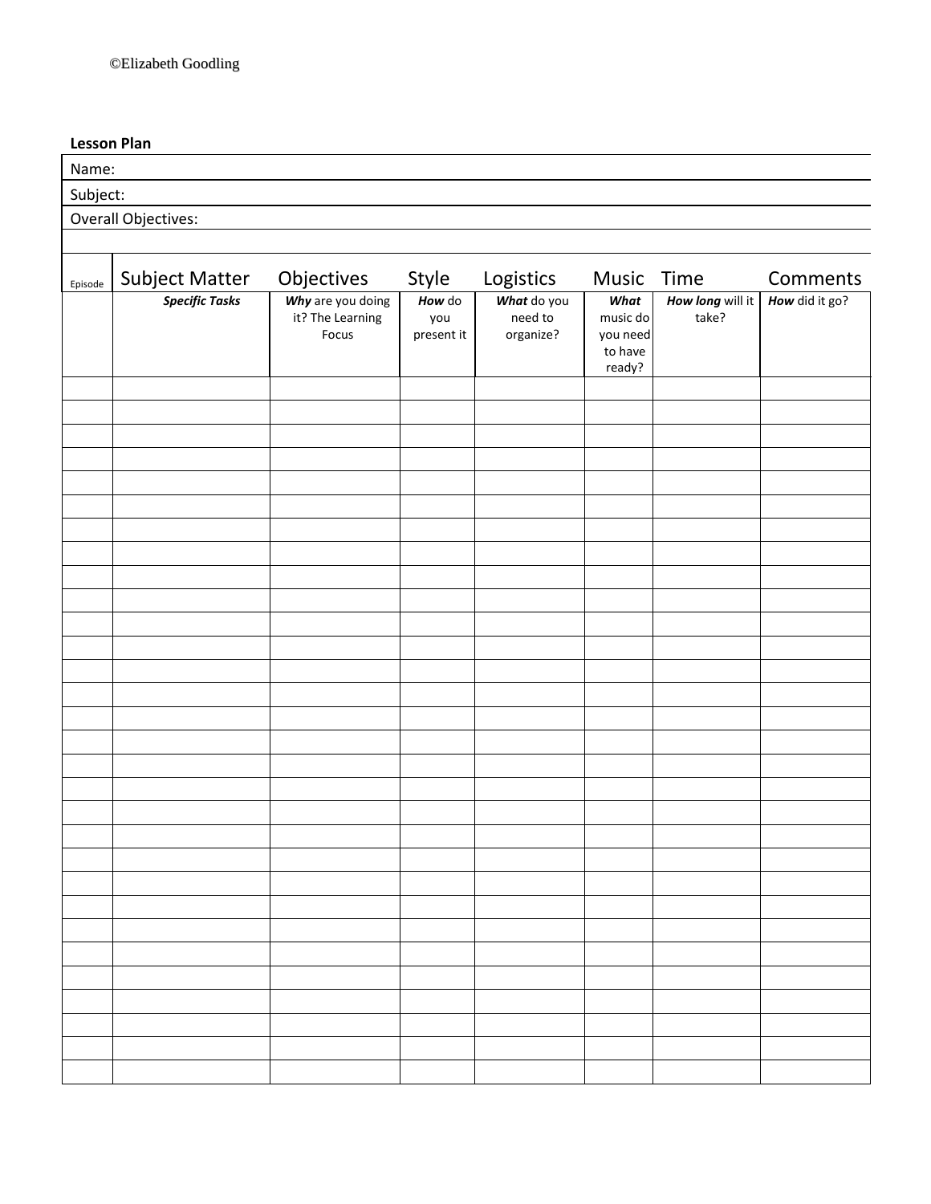©Elizabeth Goodling

**Lesson Plan**

Name:

Subject:

Overall Objectives:

| Episode | Subject Matter | Objectives | Style | Logistics | Music | Time | Comments |
|---|---|---|---|---|---|---|---|
| | ***Specific Tasks*** | ***Why*** are you doing it? The Learning Focus | ***How*** do you present it | ***What*** do you need to organize? | ***What*** music do you need to have ready? | ***How long*** will it take? | ***How*** did it go? |
| | | | | | | | |
| | | | | | | | |
| | | | | | | | |
| | | | | | | | |
| | | | | | | | |
| | | | | | | | |
| | | | | | | | |
| | | | | | | | |
| | | | | | | | |
| | | | | | | | |
| | | | | | | | |
| | | | | | | | |
| | | | | | | | |
| | | | | | | | |
| | | | | | | | |
| | | | | | | | |
| | | | | | | | |
| | | | | | | | |
| | | | | | | | |
| | | | | | | | |
| | | | | | | | |
| | | | | | | | |
| | | | | | | | |
| | | | | | | | |
| | | | | | | | |
| | | | | | | | |
| | | | | | | | |
| | | | | | | | |
| | | | | | | | |
| | | | | | | | |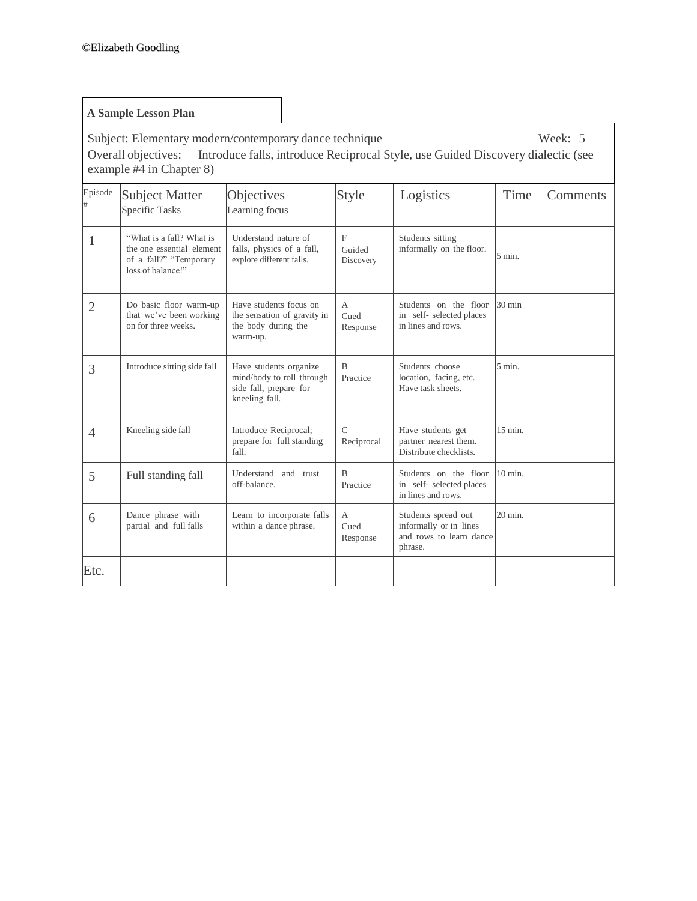©Elizabeth Goodling

**A Sample Lesson Plan**

Subject: Elementary modern/contemporary dance technique Week: 5

Overall objectives: Introduce falls, introduce Reciprocal Style, use Guided Discovery dialectic (see example #4 in Chapter 8)

| Episode # | Subject Matter<br>Specific Tasks | Objectives<br>Learning focus | Style | Logistics | Time | Comments |
|---|---|---|---|---|---|---|
| 1 | "What is a fall? What is the one essential element of a fall?" "Temporary loss of balance!" | Understand nature of falls, physics of a fall, explore different falls. | F<br>Guided Discovery | Students sitting informally on the floor. | 5 min. | |
| 2 | Do basic floor warm-up that we've been working on for three weeks. | Have students focus on the sensation of gravity in the body during the warm-up. | A<br>Cued Response | Students on the floor in self- selected places in lines and rows. | 30 min | |
| 3 | Introduce sitting side fall | Have students organize mind/body to roll through side fall, prepare for kneeling fall. | B<br>Practice | Students choose location, facing, etc. Have task sheets. | 5 min. | |
| 4 | Kneeling side fall | Introduce Reciprocal; prepare for full standing fall. | C<br>Reciprocal | Have students get partner nearest them. Distribute checklists. | 15 min. | |
| 5 | Full standing fall | Understand and trust off-balance. | B<br>Practice | Students on the floor in self- selected places in lines and rows. | 10 min. | |
| 6 | Dance phrase with partial and full falls | Learn to incorporate falls within a dance phrase. | A<br>Cued Response | Students spread out informally or in lines and rows to learn dance phrase. | 20 min. | |
| Etc. | | | | | | |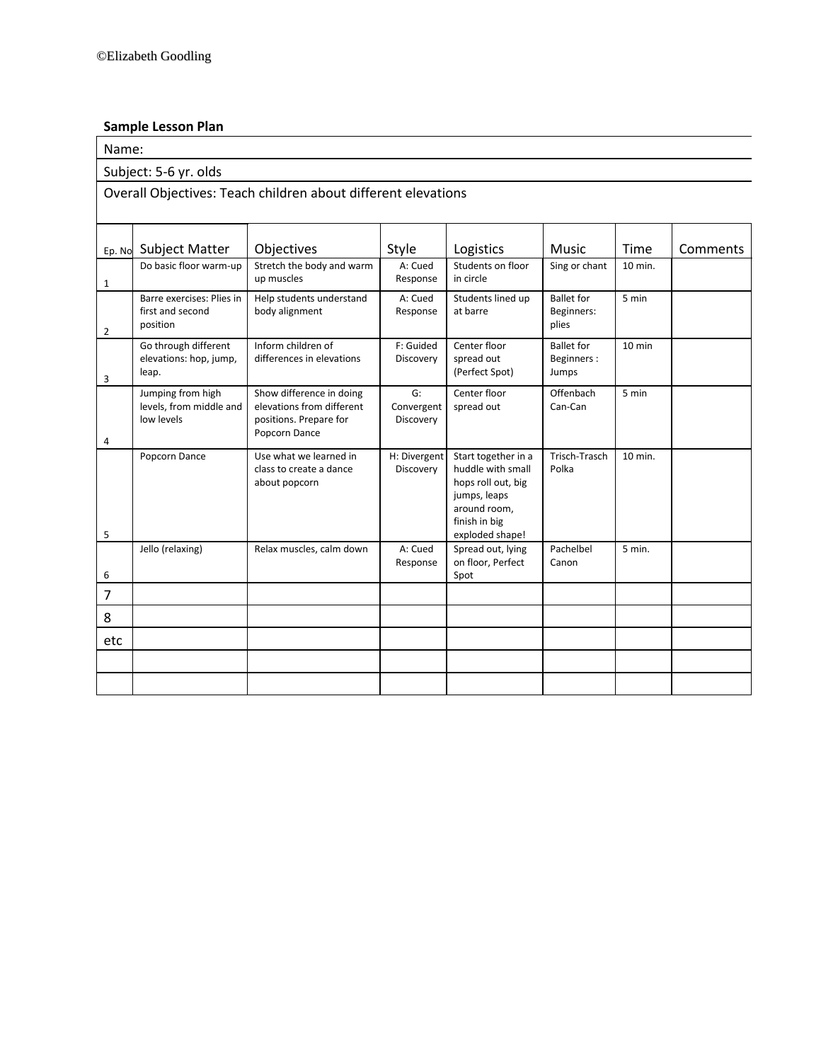©Elizabeth Goodling

**Sample Lesson Plan**

Name:

Subject: 5-6 yr. olds

Overall Objectives: Teach children about different elevations

| Ep. No | Subject Matter | Objectives | Style | Logistics | Music | Time | Comments |
|---|---|---|---|---|---|---|---|
| 1 | Do basic floor warm-up | Stretch the body and warm up muscles | A: Cued Response | Students on floor in circle | Sing or chant | 10 min. | |
| 2 | Barre exercises: Plies in first and second position | Help students understand body alignment | A: Cued Response | Students lined up at barre | Ballet for Beginners: plies | 5 min | |
| 3 | Go through different elevations: hop, jump, leap. | Inform children of differences in elevations | F: Guided Discovery | Center floor spread out (Perfect Spot) | Ballet for Beginners : Jumps | 10 min | |
| 4 | Jumping from high levels, from middle and low levels | Show difference in doing elevations from different positions. Prepare for Popcorn Dance | G: Convergent Discovery | Center floor spread out | Offenbach Can-Can | 5 min | |
| 5 | Popcorn Dance | Use what we learned in class to create a dance about popcorn | H: Divergent Discovery | Start together in a huddle with small hops roll out, big jumps, leaps around room, finish in big exploded shape! | Trisch-Trasch Polka | 10 min. | |
| 6 | Jello (relaxing) | Relax muscles, calm down | A: Cued Response | Spread out, lying on floor, Perfect Spot | Pachelbel Canon | 5 min. | |
| 7 | | | | | | | |
| 8 | | | | | | | |
| etc | | | | | | | |
| | | | | | | | |
| | | | | | | | |